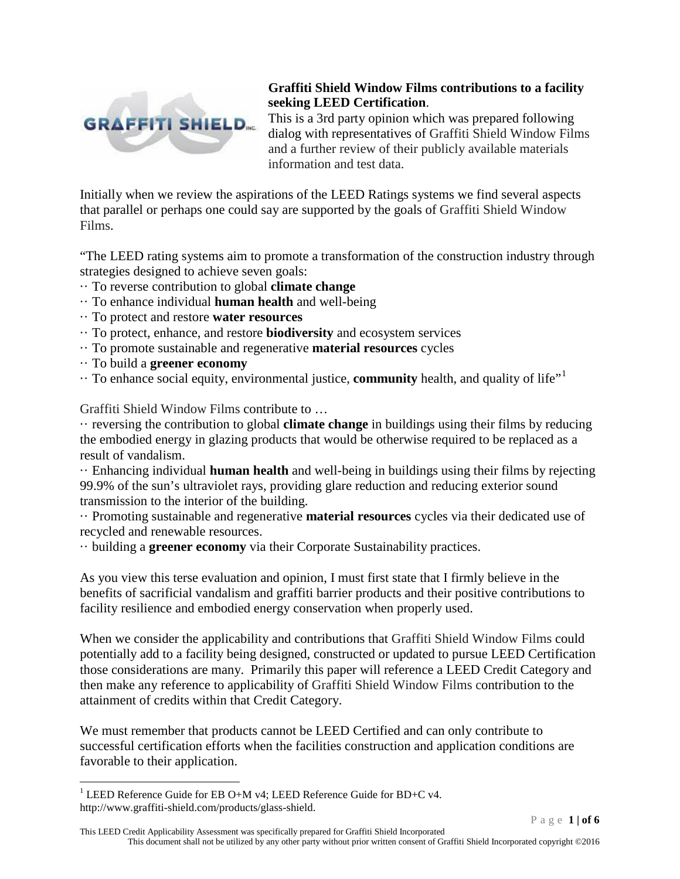**Graffiti Shield Window Films contributions to a facility seeking LEED Certification**.

This is a 3rd party opinion which was prepared following dialog with representatives of Graffiti Shield Window Films and a further review of their publicly available materials information and test data.

Initially when we review the aspirations of the LEED Ratings systems we find several aspects that parallel or perhaps one could say are supported by the goals of Graffiti Shield Window Films.

"The LEED rating systems aim to promote a transformation of the construction industry through strategies designed to achieve seven goals:

- To reverse contribution to global **climate change**
- To enhance individual **human health** and well-being
- To protect and restore **water resources**
- To protect, enhance, and restore **biodiversity** and ecosystem services
- To promote sustainable and regenerative **material resources** cycles
- To build a **greener economy**
- To enhance social equity, environmental justice, **community** health, and quality of life"[1]

Graffiti Shield Window Films contribute to …

- reversing the contribution to global **climate change** in buildings using their films by reducing the embodied energy in glazing products that would be otherwise required to be replaced as a result of vandalism.
- Enhancing individual **human health** and well-being in buildings using their films by rejecting 99.9% of the sun's ultraviolet rays, providing glare reduction and reducing exterior sound transmission to the interior of the building.
- Promoting sustainable and regenerative **material resources** cycles via their dedicated use of recycled and renewable resources.
- building a **greener economy** via their Corporate Sustainability practices.

As you view this terse evaluation and opinion, I must first state that I firmly believe in the benefits of sacrificial vandalism and graffiti barrier products and their positive contributions to facility resilience and embodied energy conservation when properly used.

When we consider the applicability and contributions that Graffiti Shield Window Films could potentially add to a facility being designed, constructed or updated to pursue LEED Certification those considerations are many. Primarily this paper will reference a LEED Credit Category and then make any reference to applicability of Graffiti Shield Window Films contribution to the attainment of credits within that Credit Category.

We must remember that products cannot be LEED Certified and can only contribute to successful certification efforts when the facilities construction and application conditions are favorable to their application.

[1] LEED Reference Guide for EB O+M v4; LEED Reference Guide for BD+C v4. http://www.graffiti-shield.com/products/glass-shield.

This LEED Credit Applicability Assessment was specifically prepared for Graffiti Shield Incorporated
This document shall not be utilized by any other party without prior written consent of Graffiti Shield Incorporated copyright ©2016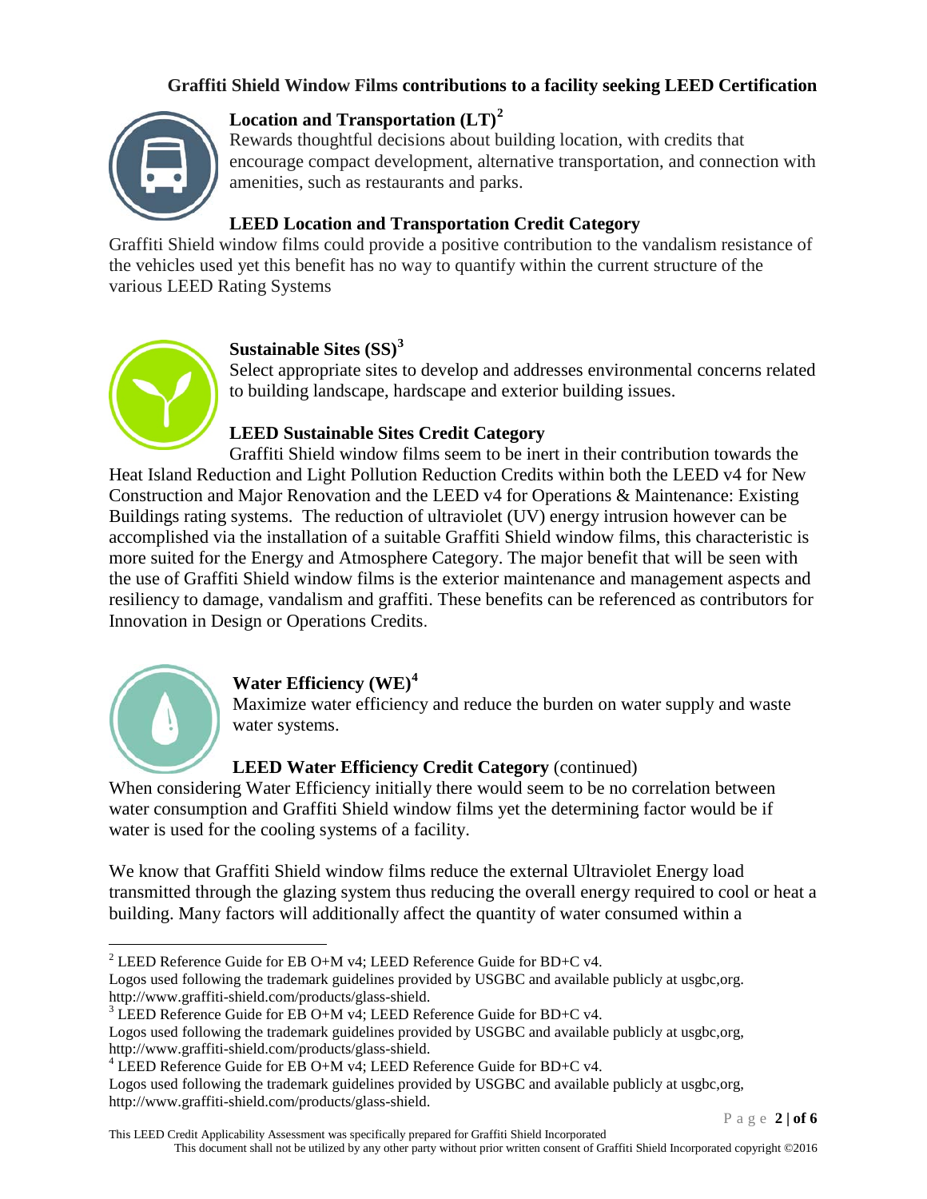### Graffiti Shield Window Films contributions to a facility seeking LEED Certification

#### Location and Transportation (LT)[2]

Rewards thoughtful decisions about building location, with credits that encourage compact development, alternative transportation, and connection with amenities, such as restaurants and parks.

#### LEED Location and Transportation Credit Category

Graffiti Shield window films could provide a positive contribution to the vandalism resistance of the vehicles used yet this benefit has no way to quantify within the current structure of the various LEED Rating Systems

#### Sustainable Sites (SS)[3]

Select appropriate sites to develop and addresses environmental concerns related to building landscape, hardscape and exterior building issues.

#### LEED Sustainable Sites Credit Category

Graffiti Shield window films seem to be inert in their contribution towards the Heat Island Reduction and Light Pollution Reduction Credits within both the LEED v4 for New Construction and Major Renovation and the LEED v4 for Operations & Maintenance: Existing Buildings rating systems. The reduction of ultraviolet (UV) energy intrusion however can be accomplished via the installation of a suitable Graffiti Shield window films, this characteristic is more suited for the Energy and Atmosphere Category. The major benefit that will be seen with the use of Graffiti Shield window films is the exterior maintenance and management aspects and resiliency to damage, vandalism and graffiti. These benefits can be referenced as contributors for Innovation in Design or Operations Credits.

#### Water Efficiency (WE)[4]

Maximize water efficiency and reduce the burden on water supply and waste water systems.

#### LEED Water Efficiency Credit Category (continued)

When considering Water Efficiency initially there would seem to be no correlation between water consumption and Graffiti Shield window films yet the determining factor would be if water is used for the cooling systems of a facility.

We know that Graffiti Shield window films reduce the external Ultraviolet Energy load transmitted through the glazing system thus reducing the overall energy required to cool or heat a building. Many factors will additionally affect the quantity of water consumed within a

---

[2] LEED Reference Guide for EB O+M v4; LEED Reference Guide for BD+C v4.
Logos used following the trademark guidelines provided by USGBC and available publicly at usgbc,org. http://www.graffiti-shield.com/products/glass-shield.

[3] LEED Reference Guide for EB O+M v4; LEED Reference Guide for BD+C v4.
Logos used following the trademark guidelines provided by USGBC and available publicly at usgbc,org, http://www.graffiti-shield.com/products/glass-shield.

[4] LEED Reference Guide for EB O+M v4; LEED Reference Guide for BD+C v4.
Logos used following the trademark guidelines provided by USGBC and available publicly at usgbc,org, http://www.graffiti-shield.com/products/glass-shield.

This LEED Credit Applicability Assessment was specifically prepared for Graffiti Shield Incorporated
This document shall not be utilized by any other party without prior written consent of Graffiti Shield Incorporated copyright ©2016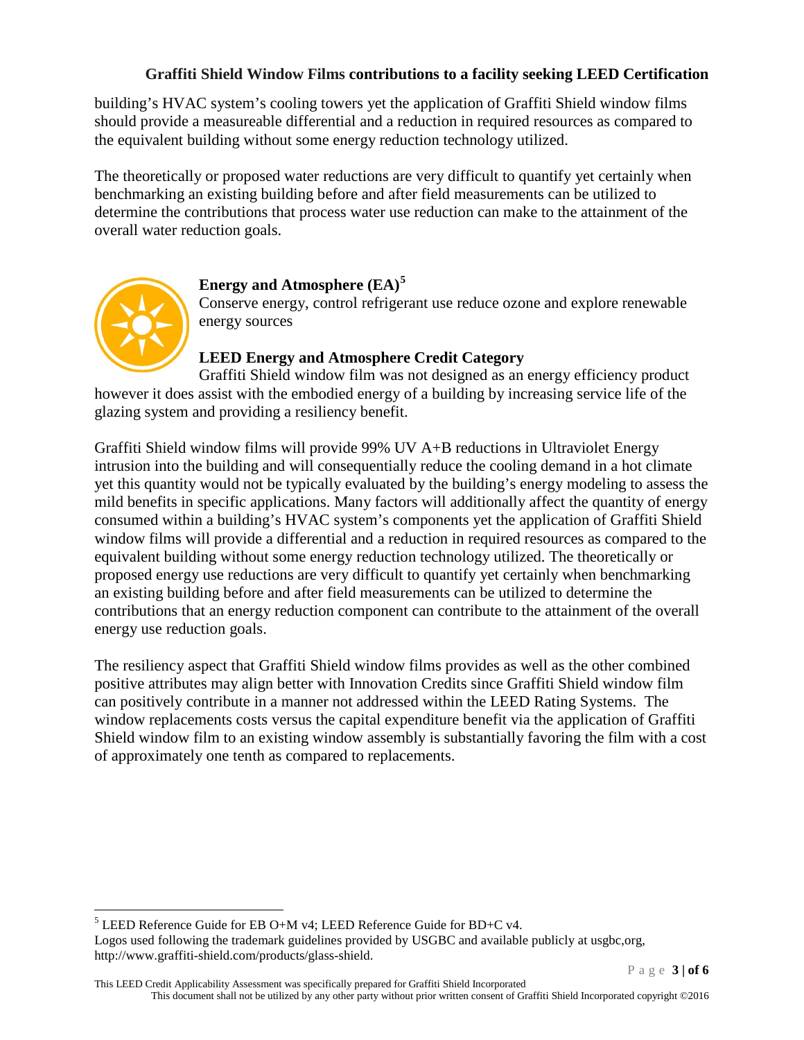building's HVAC system's cooling towers yet the application of Graffiti Shield window films should provide a measureable differential and a reduction in required resources as compared to the equivalent building without some energy reduction technology utilized.

The theoretically or proposed water reductions are very difficult to quantify yet certainly when benchmarking an existing building before and after field measurements can be utilized to determine the contributions that process water use reduction can make to the attainment of the overall water reduction goals.

### Energy and Atmosphere (EA)[5]

Conserve energy, control refrigerant use reduce ozone and explore renewable energy sources

### LEED Energy and Atmosphere Credit Category

Graffiti Shield window film was not designed as an energy efficiency product however it does assist with the embodied energy of a building by increasing service life of the glazing system and providing a resiliency benefit.

Graffiti Shield window films will provide 99% UV A+B reductions in Ultraviolet Energy intrusion into the building and will consequentially reduce the cooling demand in a hot climate yet this quantity would not be typically evaluated by the building's energy modeling to assess the mild benefits in specific applications. Many factors will additionally affect the quantity of energy consumed within a building's HVAC system's components yet the application of Graffiti Shield window films will provide a differential and a reduction in required resources as compared to the equivalent building without some energy reduction technology utilized. The theoretically or proposed energy use reductions are very difficult to quantify yet certainly when benchmarking an existing building before and after field measurements can be utilized to determine the contributions that an energy reduction component can contribute to the attainment of the overall energy use reduction goals.

The resiliency aspect that Graffiti Shield window films provides as well as the other combined positive attributes may align better with Innovation Credits since Graffiti Shield window film can positively contribute in a manner not addressed within the LEED Rating Systems. The window replacements costs versus the capital expenditure benefit via the application of Graffiti Shield window film to an existing window assembly is substantially favoring the film with a cost of approximately one tenth as compared to replacements.

---

[5] LEED Reference Guide for EB O+M v4; LEED Reference Guide for BD+C v4.
Logos used following the trademark guidelines provided by USGBC and available publicly at usgbc,org, http://www.graffiti-shield.com/products/glass-shield.

This LEED Credit Applicability Assessment was specifically prepared for Graffiti Shield Incorporated
This document shall not be utilized by any other party without prior written consent of Graffiti Shield Incorporated copyright ©2016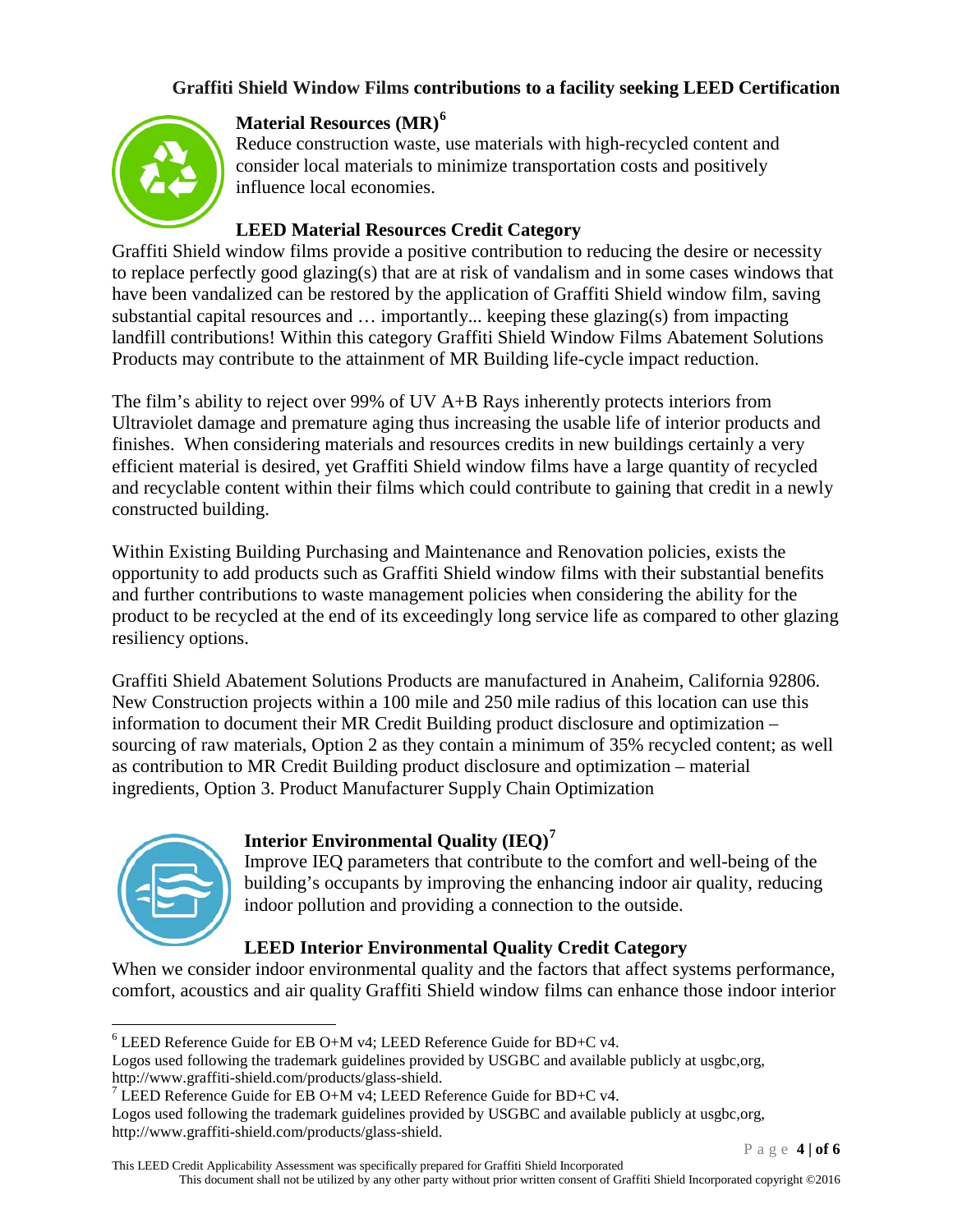### Graffiti Shield Window Films contributions to a facility seeking LEED Certification

**Material Resources (MR)**[6]

Reduce construction waste, use materials with high-recycled content and consider local materials to minimize transportation costs and positively influence local economies.

**LEED Material Resources Credit Category**

Graffiti Shield window films provide a positive contribution to reducing the desire or necessity to replace perfectly good glazing(s) that are at risk of vandalism and in some cases windows that have been vandalized can be restored by the application of Graffiti Shield window film, saving substantial capital resources and … importantly... keeping these glazing(s) from impacting landfill contributions! Within this category Graffiti Shield Window Films Abatement Solutions Products may contribute to the attainment of MR Building life-cycle impact reduction.

The film's ability to reject over 99% of UV A+B Rays inherently protects interiors from Ultraviolet damage and premature aging thus increasing the usable life of interior products and finishes. When considering materials and resources credits in new buildings certainly a very efficient material is desired, yet Graffiti Shield window films have a large quantity of recycled and recyclable content within their films which could contribute to gaining that credit in a newly constructed building.

Within Existing Building Purchasing and Maintenance and Renovation policies, exists the opportunity to add products such as Graffiti Shield window films with their substantial benefits and further contributions to waste management policies when considering the ability for the product to be recycled at the end of its exceedingly long service life as compared to other glazing resiliency options.

Graffiti Shield Abatement Solutions Products are manufactured in Anaheim, California 92806. New Construction projects within a 100 mile and 250 mile radius of this location can use this information to document their MR Credit Building product disclosure and optimization – sourcing of raw materials, Option 2 as they contain a minimum of 35% recycled content; as well as contribution to MR Credit Building product disclosure and optimization – material ingredients, Option 3. Product Manufacturer Supply Chain Optimization

**Interior Environmental Quality (IEQ)**[7]

Improve IEQ parameters that contribute to the comfort and well-being of the building's occupants by improving the enhancing indoor air quality, reducing indoor pollution and providing a connection to the outside.

**LEED Interior Environmental Quality Credit Category**

When we consider indoor environmental quality and the factors that affect systems performance, comfort, acoustics and air quality Graffiti Shield window films can enhance those indoor interior

---

[6] LEED Reference Guide for EB O+M v4; LEED Reference Guide for BD+C v4.
Logos used following the trademark guidelines provided by USGBC and available publicly at usgbc,org, http://www.graffiti-shield.com/products/glass-shield.

[7] LEED Reference Guide for EB O+M v4; LEED Reference Guide for BD+C v4.
Logos used following the trademark guidelines provided by USGBC and available publicly at usgbc,org, http://www.graffiti-shield.com/products/glass-shield.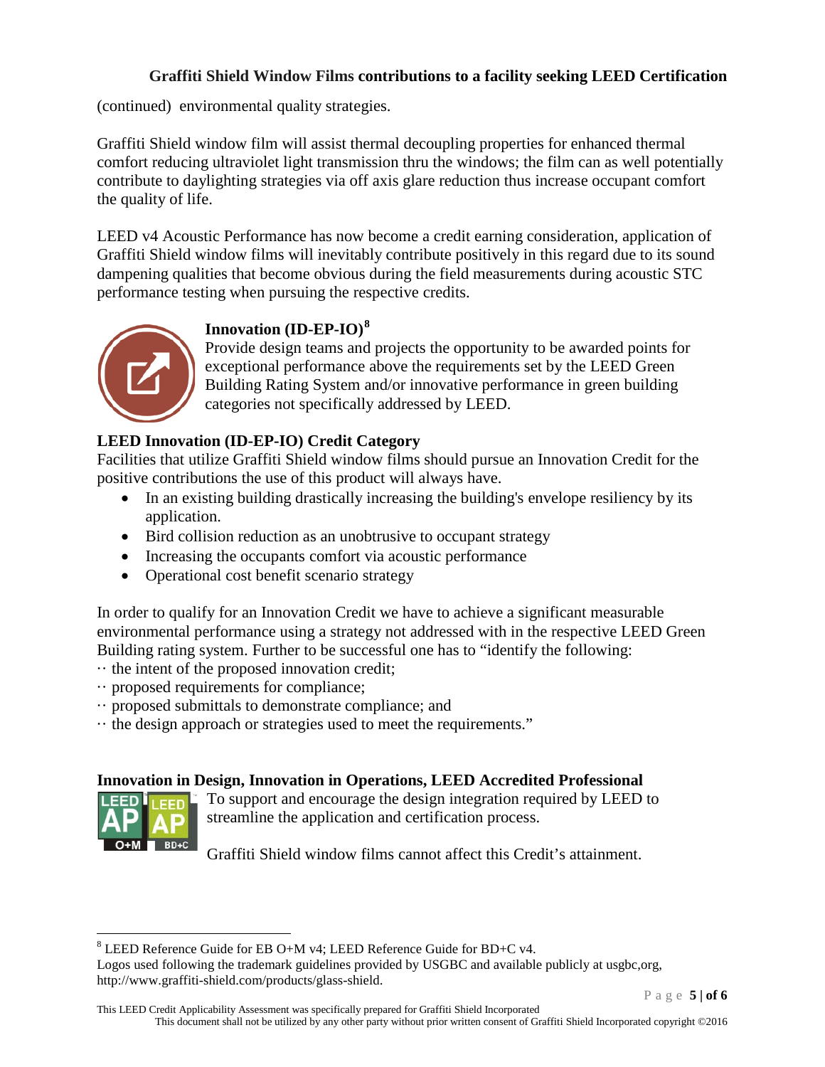(continued) environmental quality strategies.

Graffiti Shield window film will assist thermal decoupling properties for enhanced thermal comfort reducing ultraviolet light transmission thru the windows; the film can as well potentially contribute to daylighting strategies via off axis glare reduction thus increase occupant comfort the quality of life.

LEED v4 Acoustic Performance has now become a credit earning consideration, application of Graffiti Shield window films will inevitably contribute positively in this regard due to its sound dampening qualities that become obvious during the field measurements during acoustic STC performance testing when pursuing the respective credits.

### Innovation (ID-EP-IO)[8]

Provide design teams and projects the opportunity to be awarded points for exceptional performance above the requirements set by the LEED Green Building Rating System and/or innovative performance in green building categories not specifically addressed by LEED.

### LEED Innovation (ID-EP-IO) Credit Category

Facilities that utilize Graffiti Shield window films should pursue an Innovation Credit for the positive contributions the use of this product will always have.

- In an existing building drastically increasing the building's envelope resiliency by its application.
- Bird collision reduction as an unobtrusive to occupant strategy
- Increasing the occupants comfort via acoustic performance
- Operational cost benefit scenario strategy

In order to qualify for an Innovation Credit we have to achieve a significant measurable environmental performance using a strategy not addressed with in the respective LEED Green Building rating system. Further to be successful one has to "identify the following:

·· the intent of the proposed innovation credit;
·· proposed requirements for compliance;
·· proposed submittals to demonstrate compliance; and
·· the design approach or strategies used to meet the requirements."

### Innovation in Design, Innovation in Operations, LEED Accredited Professional

To support and encourage the design integration required by LEED to streamline the application and certification process.

Graffiti Shield window films cannot affect this Credit's attainment.

---

[8] LEED Reference Guide for EB O+M v4; LEED Reference Guide for BD+C v4.
Logos used following the trademark guidelines provided by USGBC and available publicly at usgbc,org, http://www.graffiti-shield.com/products/glass-shield.

This LEED Credit Applicability Assessment was specifically prepared for Graffiti Shield Incorporated
This document shall not be utilized by any other party without prior written consent of Graffiti Shield Incorporated copyright ©2016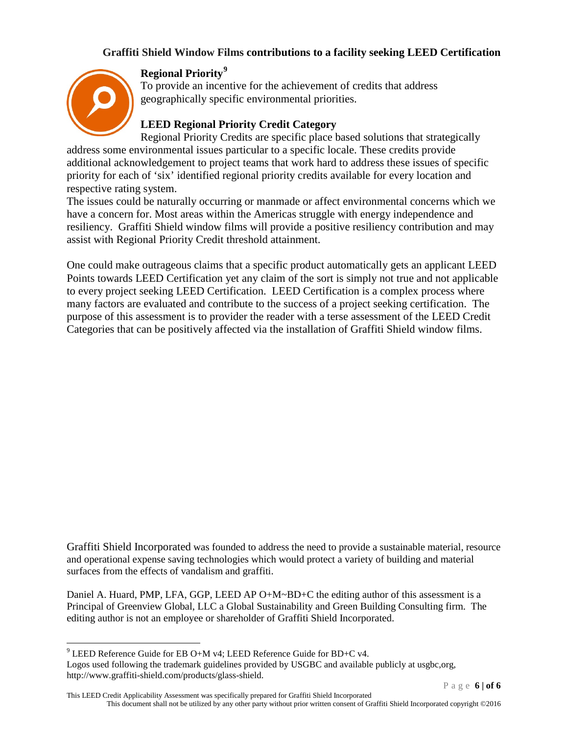## Regional Priority[9]

To provide an incentive for the achievement of credits that address geographically specific environmental priorities.

### LEED Regional Priority Credit Category

Regional Priority Credits are specific place based solutions that strategically address some environmental issues particular to a specific locale. These credits provide additional acknowledgement to project teams that work hard to address these issues of specific priority for each of 'six' identified regional priority credits available for every location and respective rating system.

The issues could be naturally occurring or manmade or affect environmental concerns which we have a concern for. Most areas within the Americas struggle with energy independence and resiliency. Graffiti Shield window films will provide a positive resiliency contribution and may assist with Regional Priority Credit threshold attainment.

One could make outrageous claims that a specific product automatically gets an applicant LEED Points towards LEED Certification yet any claim of the sort is simply not true and not applicable to every project seeking LEED Certification. LEED Certification is a complex process where many factors are evaluated and contribute to the success of a project seeking certification. The purpose of this assessment is to provider the reader with a terse assessment of the LEED Credit Categories that can be positively affected via the installation of Graffiti Shield window films.

Graffiti Shield Incorporated was founded to address the need to provide a sustainable material, resource and operational expense saving technologies which would protect a variety of building and material surfaces from the effects of vandalism and graffiti.

Daniel A. Huard, PMP, LFA, GGP, LEED AP O+M~BD+C the editing author of this assessment is a Principal of Greenview Global, LLC a Global Sustainability and Green Building Consulting firm. The editing author is not an employee or shareholder of Graffiti Shield Incorporated.

---

[9] LEED Reference Guide for EB O+M v4; LEED Reference Guide for BD+C v4.

Logos used following the trademark guidelines provided by USGBC and available publicly at usgbc,org, http://www.graffiti-shield.com/products/glass-shield.

This LEED Credit Applicability Assessment was specifically prepared for Graffiti Shield Incorporated

This document shall not be utilized by any other party without prior written consent of Graffiti Shield Incorporated copyright ©2016